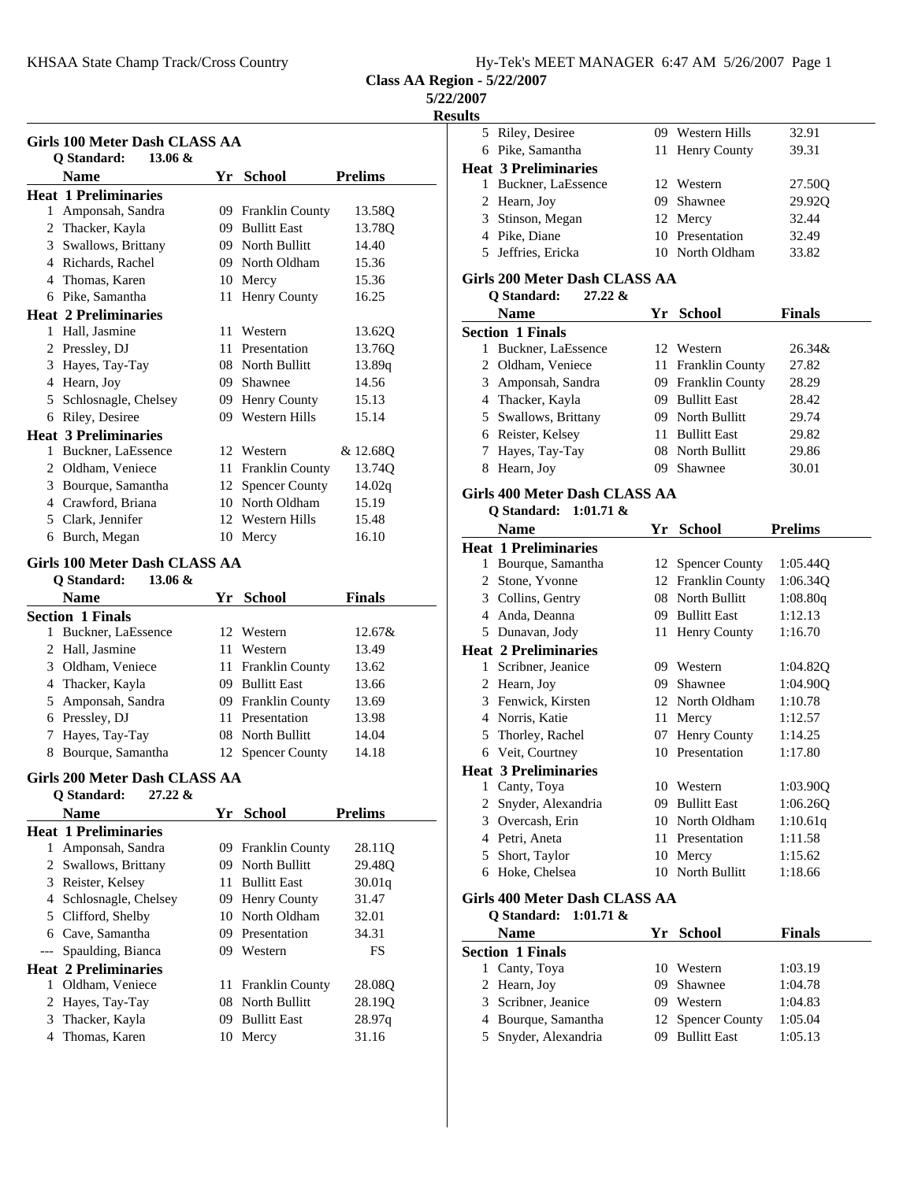Class AA Region - 5/22/2007

5/22/2007

Results

## Girls 100 Meter Dash CLASS AA

Q Standard: 13.06 &

| | Name | Yr | School | Prelims |
|---|---|---|---|---|
| **Heat 1 Preliminaries** | | | | |
| 1 | Amponsah, Sandra | 09 | Franklin County | 13.58Q |
| 2 | Thacker, Kayla | 09 | Bullitt East | 13.78Q |
| 3 | Swallows, Brittany | 09 | North Bullitt | 14.40 |
| 4 | Richards, Rachel | 09 | North Oldham | 15.36 |
| 4 | Thomas, Karen | 10 | Mercy | 15.36 |
| 6 | Pike, Samantha | 11 | Henry County | 16.25 |
| **Heat 2 Preliminaries** | | | | |
| 1 | Hall, Jasmine | 11 | Western | 13.62Q |
| 2 | Pressley, DJ | 11 | Presentation | 13.76Q |
| 3 | Hayes, Tay-Tay | 08 | North Bullitt | 13.89q |
| 4 | Hearn, Joy | 09 | Shawnee | 14.56 |
| 5 | Schlosnagle, Chelsey | 09 | Henry County | 15.13 |
| 6 | Riley, Desiree | 09 | Western Hills | 15.14 |
| **Heat 3 Preliminaries** | | | | |
| 1 | Buckner, LaEssence | 12 | Western | & 12.68Q |
| 2 | Oldham, Veniece | 11 | Franklin County | 13.74Q |
| 3 | Bourque, Samantha | 12 | Spencer County | 14.02q |
| 4 | Crawford, Briana | 10 | North Oldham | 15.19 |
| 5 | Clark, Jennifer | 12 | Western Hills | 15.48 |
| 6 | Burch, Megan | 10 | Mercy | 16.10 |

## Girls 100 Meter Dash CLASS AA

Q Standard: 13.06 &

| | Name | Yr | School | Finals |
|---|---|---|---|---|
| **Section 1 Finals** | | | | |
| 1 | Buckner, LaEssence | 12 | Western | 12.67& |
| 2 | Hall, Jasmine | 11 | Western | 13.49 |
| 3 | Oldham, Veniece | 11 | Franklin County | 13.62 |
| 4 | Thacker, Kayla | 09 | Bullitt East | 13.66 |
| 5 | Amponsah, Sandra | 09 | Franklin County | 13.69 |
| 6 | Pressley, DJ | 11 | Presentation | 13.98 |
| 7 | Hayes, Tay-Tay | 08 | North Bullitt | 14.04 |
| 8 | Bourque, Samantha | 12 | Spencer County | 14.18 |

## Girls 200 Meter Dash CLASS AA

Q Standard: 27.22 &

| | Name | Yr | School | Prelims |
|---|---|---|---|---|
| **Heat 1 Preliminaries** | | | | |
| 1 | Amponsah, Sandra | 09 | Franklin County | 28.11Q |
| 2 | Swallows, Brittany | 09 | North Bullitt | 29.48Q |
| 3 | Reister, Kelsey | 11 | Bullitt East | 30.01q |
| 4 | Schlosnagle, Chelsey | 09 | Henry County | 31.47 |
| 5 | Clifford, Shelby | 10 | North Oldham | 32.01 |
| 6 | Cave, Samantha | 09 | Presentation | 34.31 |
| --- | Spaulding, Bianca | 09 | Western | FS |
| **Heat 2 Preliminaries** | | | | |
| 1 | Oldham, Veniece | 11 | Franklin County | 28.08Q |
| 2 | Hayes, Tay-Tay | 08 | North Bullitt | 28.19Q |
| 3 | Thacker, Kayla | 09 | Bullitt East | 28.97q |
| 4 | Thomas, Karen | 10 | Mercy | 31.16 |
| 5 | Riley, Desiree | 09 | Western Hills | 32.91 |
| 6 | Pike, Samantha | 11 | Henry County | 39.31 |
| **Heat 3 Preliminaries** | | | | |
| 1 | Buckner, LaEssence | 12 | Western | 27.50Q |
| 2 | Hearn, Joy | 09 | Shawnee | 29.92Q |
| 3 | Stinson, Megan | 12 | Mercy | 32.44 |
| 4 | Pike, Diane | 10 | Presentation | 32.49 |
| 5 | Jeffries, Ericka | 10 | North Oldham | 33.82 |

## Girls 200 Meter Dash CLASS AA

Q Standard: 27.22 &

| | Name | Yr | School | Finals |
|---|---|---|---|---|
| **Section 1 Finals** | | | | |
| 1 | Buckner, LaEssence | 12 | Western | 26.34& |
| 2 | Oldham, Veniece | 11 | Franklin County | 27.82 |
| 3 | Amponsah, Sandra | 09 | Franklin County | 28.29 |
| 4 | Thacker, Kayla | 09 | Bullitt East | 28.42 |
| 5 | Swallows, Brittany | 09 | North Bullitt | 29.74 |
| 6 | Reister, Kelsey | 11 | Bullitt East | 29.82 |
| 7 | Hayes, Tay-Tay | 08 | North Bullitt | 29.86 |
| 8 | Hearn, Joy | 09 | Shawnee | 30.01 |

## Girls 400 Meter Dash CLASS AA

Q Standard: 1:01.71 &

| | Name | Yr | School | Prelims |
|---|---|---|---|---|
| **Heat 1 Preliminaries** | | | | |
| 1 | Bourque, Samantha | 12 | Spencer County | 1:05.44Q |
| 2 | Stone, Yvonne | 12 | Franklin County | 1:06.34Q |
| 3 | Collins, Gentry | 08 | North Bullitt | 1:08.80q |
| 4 | Anda, Deanna | 09 | Bullitt East | 1:12.13 |
| 5 | Dunavan, Jody | 11 | Henry County | 1:16.70 |
| **Heat 2 Preliminaries** | | | | |
| 1 | Scribner, Jeanice | 09 | Western | 1:04.82Q |
| 2 | Hearn, Joy | 09 | Shawnee | 1:04.90Q |
| 3 | Fenwick, Kirsten | 12 | North Oldham | 1:10.78 |
| 4 | Norris, Katie | 11 | Mercy | 1:12.57 |
| 5 | Thorley, Rachel | 07 | Henry County | 1:14.25 |
| 6 | Veit, Courtney | 10 | Presentation | 1:17.80 |
| **Heat 3 Preliminaries** | | | | |
| 1 | Canty, Toya | 10 | Western | 1:03.90Q |
| 2 | Snyder, Alexandria | 09 | Bullitt East | 1:06.26Q |
| 3 | Overcash, Erin | 10 | North Oldham | 1:10.61q |
| 4 | Petri, Aneta | 11 | Presentation | 1:11.58 |
| 5 | Short, Taylor | 10 | Mercy | 1:15.62 |
| 6 | Hoke, Chelsea | 10 | North Bullitt | 1:18.66 |

## Girls 400 Meter Dash CLASS AA

Q Standard: 1:01.71 &

| | Name | Yr | School | Finals |
|---|---|---|---|---|
| **Section 1 Finals** | | | | |
| 1 | Canty, Toya | 10 | Western | 1:03.19 |
| 2 | Hearn, Joy | 09 | Shawnee | 1:04.78 |
| 3 | Scribner, Jeanice | 09 | Western | 1:04.83 |
| 4 | Bourque, Samantha | 12 | Spencer County | 1:05.04 |
| 5 | Snyder, Alexandria | 09 | Bullitt East | 1:05.13 |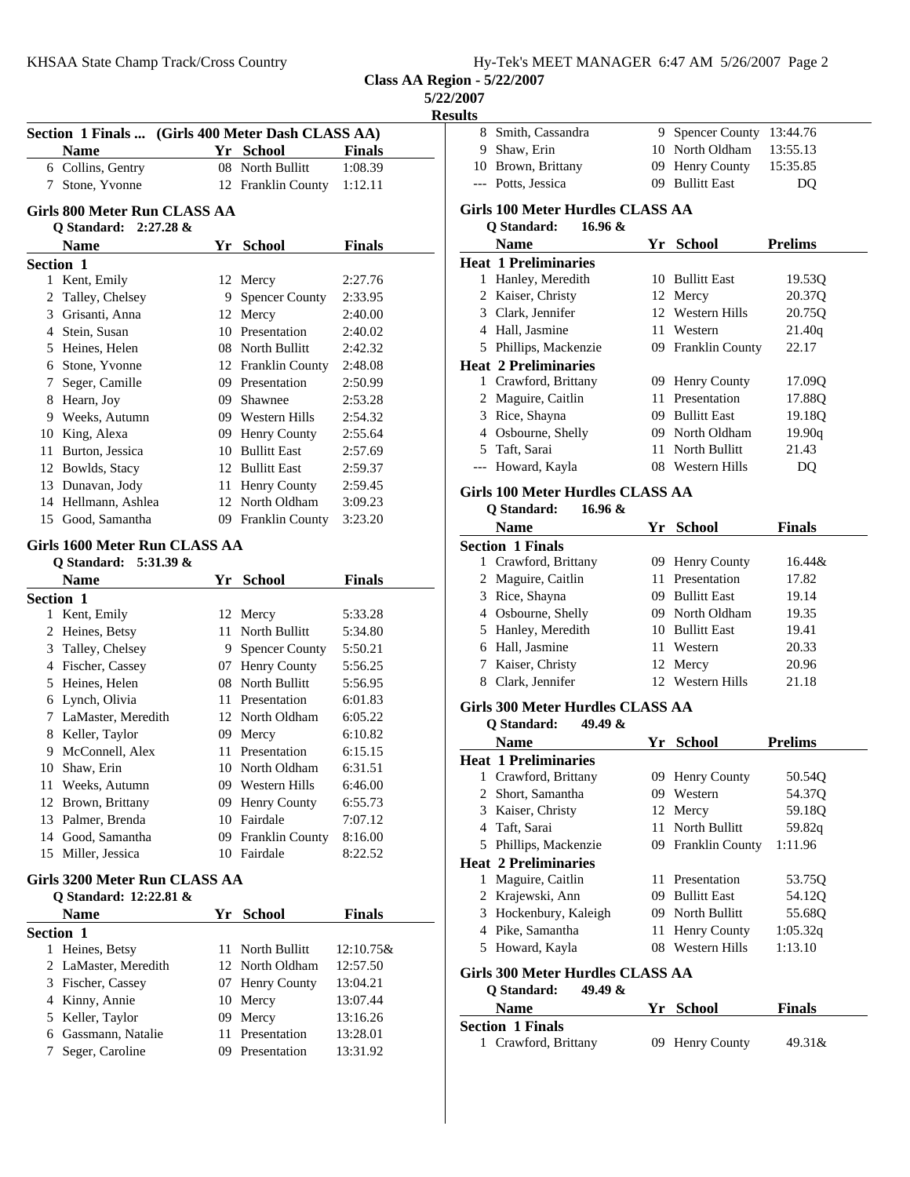## Class AA Region - 5/22/2007

5/22/2007

**Results**

### Section 1 Finals ... (Girls 400 Meter Dash CLASS AA)

| | Name | Yr | School | Finals |
|---|---|---|---|---|
| 6 | Collins, Gentry | 08 | North Bullitt | 1:08.39 |
| 7 | Stone, Yvonne | 12 | Franklin County | 1:12.11 |

### Girls 800 Meter Run CLASS AA

**Q Standard: 2:27.28 &**

| | Name | Yr | School | Finals |
|---|---|---|---|---|
| **Section 1** | | | | |
| 1 | Kent, Emily | 12 | Mercy | 2:27.76 |
| 2 | Talley, Chelsey | 9 | Spencer County | 2:33.95 |
| 3 | Grisanti, Anna | 12 | Mercy | 2:40.00 |
| 4 | Stein, Susan | 10 | Presentation | 2:40.02 |
| 5 | Heines, Helen | 08 | North Bullitt | 2:42.32 |
| 6 | Stone, Yvonne | 12 | Franklin County | 2:48.08 |
| 7 | Seger, Camille | 09 | Presentation | 2:50.99 |
| 8 | Hearn, Joy | 09 | Shawnee | 2:53.28 |
| 9 | Weeks, Autumn | 09 | Western Hills | 2:54.32 |
| 10 | King, Alexa | 09 | Henry County | 2:55.64 |
| 11 | Burton, Jessica | 10 | Bullitt East | 2:57.69 |
| 12 | Bowlds, Stacy | 12 | Bullitt East | 2:59.37 |
| 13 | Dunavan, Jody | 11 | Henry County | 2:59.45 |
| 14 | Hellmann, Ashlea | 12 | North Oldham | 3:09.23 |
| 15 | Good, Samantha | 09 | Franklin County | 3:23.20 |

### Girls 1600 Meter Run CLASS AA

**Q Standard: 5:31.39 &**

| | Name | Yr | School | Finals |
|---|---|---|---|---|
| **Section 1** | | | | |
| 1 | Kent, Emily | 12 | Mercy | 5:33.28 |
| 2 | Heines, Betsy | 11 | North Bullitt | 5:34.80 |
| 3 | Talley, Chelsey | 9 | Spencer County | 5:50.21 |
| 4 | Fischer, Cassey | 07 | Henry County | 5:56.25 |
| 5 | Heines, Helen | 08 | North Bullitt | 5:56.95 |
| 6 | Lynch, Olivia | 11 | Presentation | 6:01.83 |
| 7 | LaMaster, Meredith | 12 | North Oldham | 6:05.22 |
| 8 | Keller, Taylor | 09 | Mercy | 6:10.82 |
| 9 | McConnell, Alex | 11 | Presentation | 6:15.15 |
| 10 | Shaw, Erin | 10 | North Oldham | 6:31.51 |
| 11 | Weeks, Autumn | 09 | Western Hills | 6:46.00 |
| 12 | Brown, Brittany | 09 | Henry County | 6:55.73 |
| 13 | Palmer, Brenda | 10 | Fairdale | 7:07.12 |
| 14 | Good, Samantha | 09 | Franklin County | 8:16.00 |
| 15 | Miller, Jessica | 10 | Fairdale | 8:22.52 |

### Girls 3200 Meter Run CLASS AA

**Q Standard: 12:22.81 &**

| | Name | Yr | School | Finals |
|---|---|---|---|---|
| **Section 1** | | | | |
| 1 | Heines, Betsy | 11 | North Bullitt | 12:10.75& |
| 2 | LaMaster, Meredith | 12 | North Oldham | 12:57.50 |
| 3 | Fischer, Cassey | 07 | Henry County | 13:04.21 |
| 4 | Kinny, Annie | 10 | Mercy | 13:07.44 |
| 5 | Keller, Taylor | 09 | Mercy | 13:16.26 |
| 6 | Gassmann, Natalie | 11 | Presentation | 13:28.01 |
| 7 | Seger, Caroline | 09 | Presentation | 13:31.92 |
| 8 | Smith, Cassandra | 9 | Spencer County | 13:44.76 |
| 9 | Shaw, Erin | 10 | North Oldham | 13:55.13 |
| 10 | Brown, Brittany | 09 | Henry County | 15:35.85 |
| --- | Potts, Jessica | 09 | Bullitt East | DQ |

### Girls 100 Meter Hurdles CLASS AA

**Q Standard: 16.96 &**

| | Name | Yr | School | Prelims |
|---|---|---|---|---|
| **Heat 1 Preliminaries** | | | | |
| 1 | Hanley, Meredith | 10 | Bullitt East | 19.53Q |
| 2 | Kaiser, Christy | 12 | Mercy | 20.37Q |
| 3 | Clark, Jennifer | 12 | Western Hills | 20.75Q |
| 4 | Hall, Jasmine | 11 | Western | 21.40q |
| 5 | Phillips, Mackenzie | 09 | Franklin County | 22.17 |
| **Heat 2 Preliminaries** | | | | |
| 1 | Crawford, Brittany | 09 | Henry County | 17.09Q |
| 2 | Maguire, Caitlin | 11 | Presentation | 17.88Q |
| 3 | Rice, Shayna | 09 | Bullitt East | 19.18Q |
| 4 | Osbourne, Shelly | 09 | North Oldham | 19.90q |
| 5 | Taft, Sarai | 11 | North Bullitt | 21.43 |
| --- | Howard, Kayla | 08 | Western Hills | DQ |

### Girls 100 Meter Hurdles CLASS AA

**Q Standard: 16.96 &**

| | Name | Yr | School | Finals |
|---|---|---|---|---|
| **Section 1 Finals** | | | | |
| 1 | Crawford, Brittany | 09 | Henry County | 16.44& |
| 2 | Maguire, Caitlin | 11 | Presentation | 17.82 |
| 3 | Rice, Shayna | 09 | Bullitt East | 19.14 |
| 4 | Osbourne, Shelly | 09 | North Oldham | 19.35 |
| 5 | Hanley, Meredith | 10 | Bullitt East | 19.41 |
| 6 | Hall, Jasmine | 11 | Western | 20.33 |
| 7 | Kaiser, Christy | 12 | Mercy | 20.96 |
| 8 | Clark, Jennifer | 12 | Western Hills | 21.18 |

### Girls 300 Meter Hurdles CLASS AA

**Q Standard: 49.49 &**

| | Name | Yr | School | Prelims |
|---|---|---|---|---|
| **Heat 1 Preliminaries** | | | | |
| 1 | Crawford, Brittany | 09 | Henry County | 50.54Q |
| 2 | Short, Samantha | 09 | Western | 54.37Q |
| 3 | Kaiser, Christy | 12 | Mercy | 59.18Q |
| 4 | Taft, Sarai | 11 | North Bullitt | 59.82q |
| 5 | Phillips, Mackenzie | 09 | Franklin County | 1:11.96 |
| **Heat 2 Preliminaries** | | | | |
| 1 | Maguire, Caitlin | 11 | Presentation | 53.75Q |
| 2 | Krajewski, Ann | 09 | Bullitt East | 54.12Q |
| 3 | Hockenbury, Kaleigh | 09 | North Bullitt | 55.68Q |
| 4 | Pike, Samantha | 11 | Henry County | 1:05.32q |
| 5 | Howard, Kayla | 08 | Western Hills | 1:13.10 |

### Girls 300 Meter Hurdles CLASS AA

**Q Standard: 49.49 &**

| | Name | Yr | School | Finals |
|---|---|---|---|---|
| **Section 1 Finals** | | | | |
| 1 | Crawford, Brittany | 09 | Henry County | 49.31& |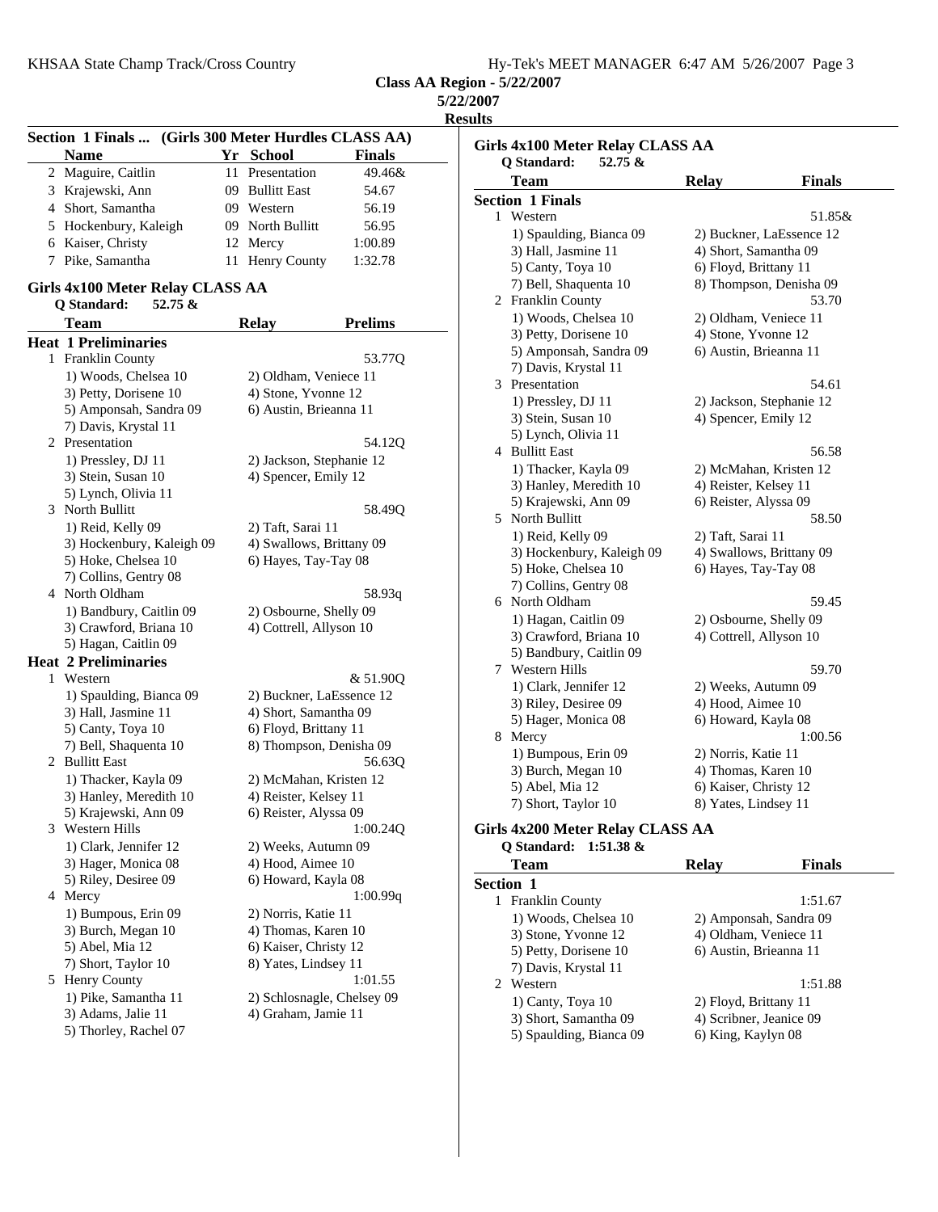## Class AA Region - 5/22/2007

**5/22/2007**

**Results**

### Section 1 Finals ... (Girls 300 Meter Hurdles CLASS AA)

| | Name | Yr | School | Finals |
|---|---|---|---|---|
| 2 | Maguire, Caitlin | 11 | Presentation | 49.46& |
| 3 | Krajewski, Ann | 09 | Bullitt East | 54.67 |
| 4 | Short, Samantha | 09 | Western | 56.19 |
| 5 | Hockenbury, Kaleigh | 09 | North Bullitt | 56.95 |
| 6 | Kaiser, Christy | 12 | Mercy | 1:00.89 |
| 7 | Pike, Samantha | 11 | Henry County | 1:32.78 |

### Girls 4x100 Meter Relay CLASS AA

**Q Standard: 52.75 &**

| | Team | Relay | Prelims |
|---|---|---|---|
| **Heat 1 Preliminaries** | | | |
| 1 | Franklin County | | 53.77Q |
| | 1) Woods, Chelsea 10 | 2) Oldham, Veniece 11 | |
| | 3) Petty, Dorisene 10 | 4) Stone, Yvonne 12 | |
| | 5) Amponsah, Sandra 09 | 6) Austin, Brieanna 11 | |
| | 7) Davis, Krystal 11 | | |
| 2 | Presentation | | 54.12Q |
| | 1) Pressley, DJ 11 | 2) Jackson, Stephanie 12 | |
| | 3) Stein, Susan 10 | 4) Spencer, Emily 12 | |
| | 5) Lynch, Olivia 11 | | |
| 3 | North Bullitt | | 58.49Q |
| | 1) Reid, Kelly 09 | 2) Taft, Sarai 11 | |
| | 3) Hockenbury, Kaleigh 09 | 4) Swallows, Brittany 09 | |
| | 5) Hoke, Chelsea 10 | 6) Hayes, Tay-Tay 08 | |
| | 7) Collins, Gentry 08 | | |
| 4 | North Oldham | | 58.93q |
| | 1) Bandbury, Caitlin 09 | 2) Osbourne, Shelly 09 | |
| | 3) Crawford, Briana 10 | 4) Cottrell, Allyson 10 | |
| | 5) Hagan, Caitlin 09 | | |
| **Heat 2 Preliminaries** | | | |
| 1 | Western | | & 51.90Q |
| | 1) Spaulding, Bianca 09 | 2) Buckner, LaEssence 12 | |
| | 3) Hall, Jasmine 11 | 4) Short, Samantha 09 | |
| | 5) Canty, Toya 10 | 6) Floyd, Brittany 11 | |
| | 7) Bell, Shaquenta 10 | 8) Thompson, Denisha 09 | |
| 2 | Bullitt East | | 56.63Q |
| | 1) Thacker, Kayla 09 | 2) McMahan, Kristen 12 | |
| | 3) Hanley, Meredith 10 | 4) Reister, Kelsey 11 | |
| | 5) Krajewski, Ann 09 | 6) Reister, Alyssa 09 | |
| 3 | Western Hills | | 1:00.24Q |
| | 1) Clark, Jennifer 12 | 2) Weeks, Autumn 09 | |
| | 3) Hager, Monica 08 | 4) Hood, Aimee 10 | |
| | 5) Riley, Desiree 09 | 6) Howard, Kayla 08 | |
| 4 | Mercy | | 1:00.99q |
| | 1) Bumpous, Erin 09 | 2) Norris, Katie 11 | |
| | 3) Burch, Megan 10 | 4) Thomas, Karen 10 | |
| | 5) Abel, Mia 12 | 6) Kaiser, Christy 12 | |
| | 7) Short, Taylor 10 | 8) Yates, Lindsey 11 | |
| 5 | Henry County | | 1:01.55 |
| | 1) Pike, Samantha 11 | 2) Schlosnagle, Chelsey 09 | |
| | 3) Adams, Jalie 11 | 4) Graham, Jamie 11 | |
| | 5) Thorley, Rachel 07 | | |

### Girls 4x100 Meter Relay CLASS AA

**Q Standard: 52.75 &**

| | Team | Relay | Finals |
|---|---|---|---|
| **Section 1 Finals** | | | |
| 1 | Western | | 51.85& |
| | 1) Spaulding, Bianca 09 | 2) Buckner, LaEssence 12 | |
| | 3) Hall, Jasmine 11 | 4) Short, Samantha 09 | |
| | 5) Canty, Toya 10 | 6) Floyd, Brittany 11 | |
| | 7) Bell, Shaquenta 10 | 8) Thompson, Denisha 09 | |
| 2 | Franklin County | | 53.70 |
| | 1) Woods, Chelsea 10 | 2) Oldham, Veniece 11 | |
| | 3) Petty, Dorisene 10 | 4) Stone, Yvonne 12 | |
| | 5) Amponsah, Sandra 09 | 6) Austin, Brieanna 11 | |
| | 7) Davis, Krystal 11 | | |
| 3 | Presentation | | 54.61 |
| | 1) Pressley, DJ 11 | 2) Jackson, Stephanie 12 | |
| | 3) Stein, Susan 10 | 4) Spencer, Emily 12 | |
| | 5) Lynch, Olivia 11 | | |
| 4 | Bullitt East | | 56.58 |
| | 1) Thacker, Kayla 09 | 2) McMahan, Kristen 12 | |
| | 3) Hanley, Meredith 10 | 4) Reister, Kelsey 11 | |
| | 5) Krajewski, Ann 09 | 6) Reister, Alyssa 09 | |
| 5 | North Bullitt | | 58.50 |
| | 1) Reid, Kelly 09 | 2) Taft, Sarai 11 | |
| | 3) Hockenbury, Kaleigh 09 | 4) Swallows, Brittany 09 | |
| | 5) Hoke, Chelsea 10 | 6) Hayes, Tay-Tay 08 | |
| | 7) Collins, Gentry 08 | | |
| 6 | North Oldham | | 59.45 |
| | 1) Hagan, Caitlin 09 | 2) Osbourne, Shelly 09 | |
| | 3) Crawford, Briana 10 | 4) Cottrell, Allyson 10 | |
| | 5) Bandbury, Caitlin 09 | | |
| 7 | Western Hills | | 59.70 |
| | 1) Clark, Jennifer 12 | 2) Weeks, Autumn 09 | |
| | 3) Riley, Desiree 09 | 4) Hood, Aimee 10 | |
| | 5) Hager, Monica 08 | 6) Howard, Kayla 08 | |
| 8 | Mercy | | 1:00.56 |
| | 1) Bumpous, Erin 09 | 2) Norris, Katie 11 | |
| | 3) Burch, Megan 10 | 4) Thomas, Karen 10 | |
| | 5) Abel, Mia 12 | 6) Kaiser, Christy 12 | |
| | 7) Short, Taylor 10 | 8) Yates, Lindsey 11 | |

### Girls 4x200 Meter Relay CLASS AA

**Q Standard: 1:51.38 &**

| | Team | Relay | Finals |
|---|---|---|---|
| **Section 1** | | | |
| 1 | Franklin County | | 1:51.67 |
| | 1) Woods, Chelsea 10 | 2) Amponsah, Sandra 09 | |
| | 3) Stone, Yvonne 12 | 4) Oldham, Veniece 11 | |
| | 5) Petty, Dorisene 10 | 6) Austin, Brieanna 11 | |
| | 7) Davis, Krystal 11 | | |
| 2 | Western | | 1:51.88 |
| | 1) Canty, Toya 10 | 2) Floyd, Brittany 11 | |
| | 3) Short, Samantha 09 | 4) Scribner, Jeanice 09 | |
| | 5) Spaulding, Bianca 09 | 6) King, Kaylyn 08 | |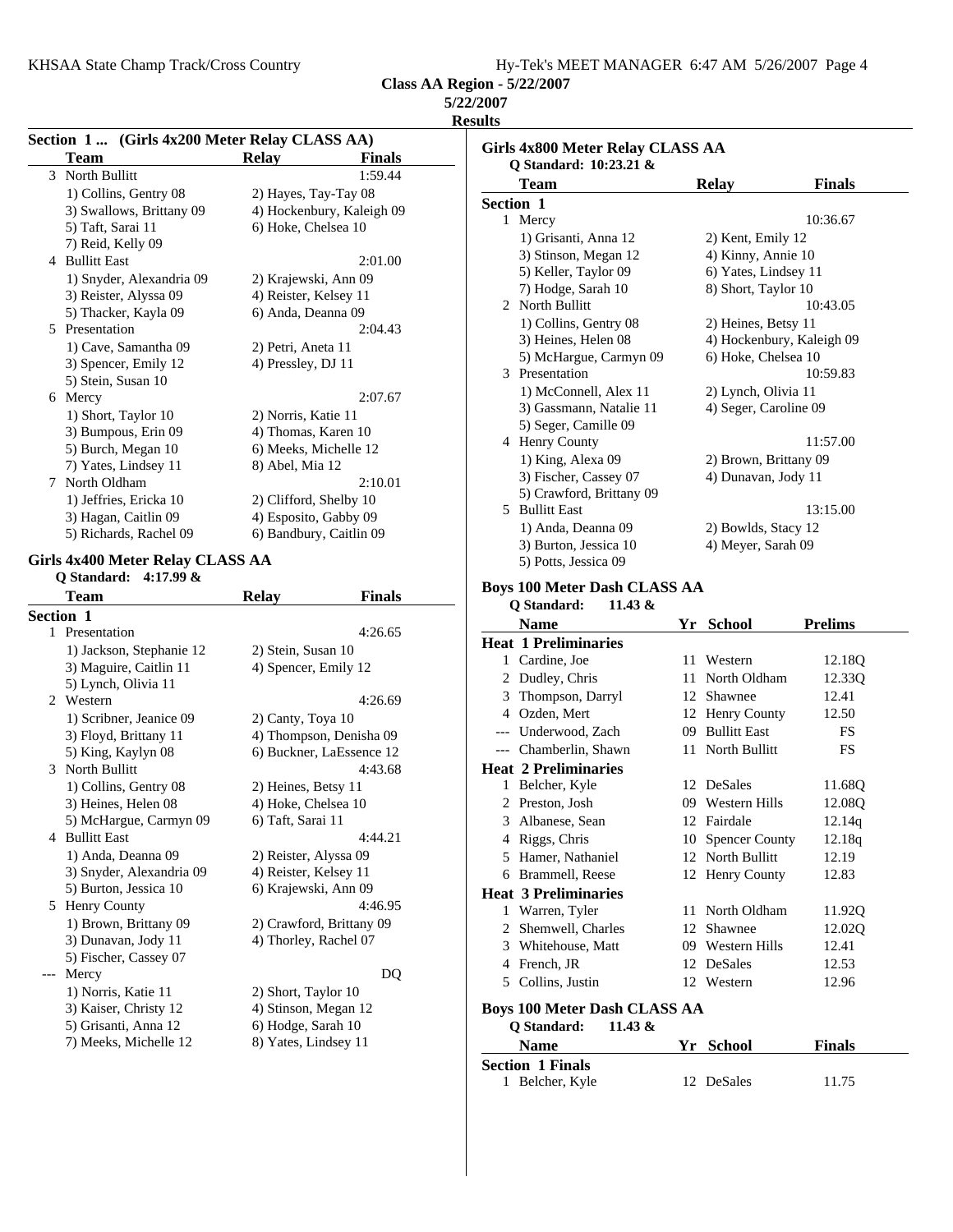**Class AA Region - 5/22/2007**

**5/22/2007**

**Results**

### Section 1 ... (Girls 4x200 Meter Relay CLASS AA)

| | Team | Relay | Finals |
|---|---|---|---|
| 3 | North Bullitt | | 1:59.44 |
| | 1) Collins, Gentry 08 | 2) Hayes, Tay-Tay 08 | |
| | 3) Swallows, Brittany 09 | 4) Hockenbury, Kaleigh 09 | |
| | 5) Taft, Sarai 11 | 6) Hoke, Chelsea 10 | |
| | 7) Reid, Kelly 09 | | |
| 4 | Bullitt East | | 2:01.00 |
| | 1) Snyder, Alexandria 09 | 2) Krajewski, Ann 09 | |
| | 3) Reister, Alyssa 09 | 4) Reister, Kelsey 11 | |
| | 5) Thacker, Kayla 09 | 6) Anda, Deanna 09 | |
| 5 | Presentation | | 2:04.43 |
| | 1) Cave, Samantha 09 | 2) Petri, Aneta 11 | |
| | 3) Spencer, Emily 12 | 4) Pressley, DJ 11 | |
| | 5) Stein, Susan 10 | | |
| 6 | Mercy | | 2:07.67 |
| | 1) Short, Taylor 10 | 2) Norris, Katie 11 | |
| | 3) Bumpous, Erin 09 | 4) Thomas, Karen 10 | |
| | 5) Burch, Megan 10 | 6) Meeks, Michelle 12 | |
| | 7) Yates, Lindsey 11 | 8) Abel, Mia 12 | |
| 7 | North Oldham | | 2:10.01 |
| | 1) Jeffries, Ericka 10 | 2) Clifford, Shelby 10 | |
| | 3) Hagan, Caitlin 09 | 4) Esposito, Gabby 09 | |
| | 5) Richards, Rachel 09 | 6) Bandbury, Caitlin 09 | |

### Girls 4x400 Meter Relay CLASS AA

Q Standard: 4:17.99 &

| | Team | Relay | Finals |
|---|---|---|---|
| **Section 1** | | | |
| 1 | Presentation | | 4:26.65 |
| | 1) Jackson, Stephanie 12 | 2) Stein, Susan 10 | |
| | 3) Maguire, Caitlin 11 | 4) Spencer, Emily 12 | |
| | 5) Lynch, Olivia 11 | | |
| 2 | Western | | 4:26.69 |
| | 1) Scribner, Jeanice 09 | 2) Canty, Toya 10 | |
| | 3) Floyd, Brittany 11 | 4) Thompson, Denisha 09 | |
| | 5) King, Kaylyn 08 | 6) Buckner, LaEssence 12 | |
| 3 | North Bullitt | | 4:43.68 |
| | 1) Collins, Gentry 08 | 2) Heines, Betsy 11 | |
| | 3) Heines, Helen 08 | 4) Hoke, Chelsea 10 | |
| | 5) McHargue, Carmyn 09 | 6) Taft, Sarai 11 | |
| 4 | Bullitt East | | 4:44.21 |
| | 1) Anda, Deanna 09 | 2) Reister, Alyssa 09 | |
| | 3) Snyder, Alexandria 09 | 4) Reister, Kelsey 11 | |
| | 5) Burton, Jessica 10 | 6) Krajewski, Ann 09 | |
| 5 | Henry County | | 4:46.95 |
| | 1) Brown, Brittany 09 | 2) Crawford, Brittany 09 | |
| | 3) Dunavan, Jody 11 | 4) Thorley, Rachel 07 | |
| | 5) Fischer, Cassey 07 | | |
| --- | Mercy | | DQ |
| | 1) Norris, Katie 11 | 2) Short, Taylor 10 | |
| | 3) Kaiser, Christy 12 | 4) Stinson, Megan 12 | |
| | 5) Grisanti, Anna 12 | 6) Hodge, Sarah 10 | |
| | 7) Meeks, Michelle 12 | 8) Yates, Lindsey 11 | |

### Girls 4x800 Meter Relay CLASS AA

Q Standard: 10:23.21 &

| | Team | Relay | Finals |
|---|---|---|---|
| **Section 1** | | | |
| 1 | Mercy | | 10:36.67 |
| | 1) Grisanti, Anna 12 | 2) Kent, Emily 12 | |
| | 3) Stinson, Megan 12 | 4) Kinny, Annie 10 | |
| | 5) Keller, Taylor 09 | 6) Yates, Lindsey 11 | |
| | 7) Hodge, Sarah 10 | 8) Short, Taylor 10 | |
| 2 | North Bullitt | | 10:43.05 |
| | 1) Collins, Gentry 08 | 2) Heines, Betsy 11 | |
| | 3) Heines, Helen 08 | 4) Hockenbury, Kaleigh 09 | |
| | 5) McHargue, Carmyn 09 | 6) Hoke, Chelsea 10 | |
| 3 | Presentation | | 10:59.83 |
| | 1) McConnell, Alex 11 | 2) Lynch, Olivia 11 | |
| | 3) Gassmann, Natalie 11 | 4) Seger, Caroline 09 | |
| | 5) Seger, Camille 09 | | |
| 4 | Henry County | | 11:57.00 |
| | 1) King, Alexa 09 | 2) Brown, Brittany 09 | |
| | 3) Fischer, Cassey 07 | 4) Dunavan, Jody 11 | |
| | 5) Crawford, Brittany 09 | | |
| 5 | Bullitt East | | 13:15.00 |
| | 1) Anda, Deanna 09 | 2) Bowlds, Stacy 12 | |
| | 3) Burton, Jessica 10 | 4) Meyer, Sarah 09 | |
| | 5) Potts, Jessica 09 | | |

### Boys 100 Meter Dash CLASS AA

Q Standard: 11.43 &

| | Name | Yr | School | Prelims |
|---|---|---|---|---|
| **Heat 1 Preliminaries** | | | | |
| 1 | Cardine, Joe | 11 | Western | 12.18Q |
| 2 | Dudley, Chris | 11 | North Oldham | 12.33Q |
| 3 | Thompson, Darryl | 12 | Shawnee | 12.41 |
| 4 | Ozden, Mert | 12 | Henry County | 12.50 |
| --- | Underwood, Zach | 09 | Bullitt East | FS |
| --- | Chamberlin, Shawn | 11 | North Bullitt | FS |
| **Heat 2 Preliminaries** | | | | |
| 1 | Belcher, Kyle | 12 | DeSales | 11.68Q |
| 2 | Preston, Josh | 09 | Western Hills | 12.08Q |
| 3 | Albanese, Sean | 12 | Fairdale | 12.14q |
| 4 | Riggs, Chris | 10 | Spencer County | 12.18q |
| 5 | Hamer, Nathaniel | 12 | North Bullitt | 12.19 |
| 6 | Brammell, Reese | 12 | Henry County | 12.83 |
| **Heat 3 Preliminaries** | | | | |
| 1 | Warren, Tyler | 11 | North Oldham | 11.92Q |
| 2 | Shemwell, Charles | 12 | Shawnee | 12.02Q |
| 3 | Whitehouse, Matt | 09 | Western Hills | 12.41 |
| 4 | French, JR | 12 | DeSales | 12.53 |
| 5 | Collins, Justin | 12 | Western | 12.96 |

### Boys 100 Meter Dash CLASS AA

Q Standard: 11.43 &

| | Name | Yr | School | Finals |
|---|---|---|---|---|
| **Section 1 Finals** | | | | |
| 1 | Belcher, Kyle | 12 | DeSales | 11.75 |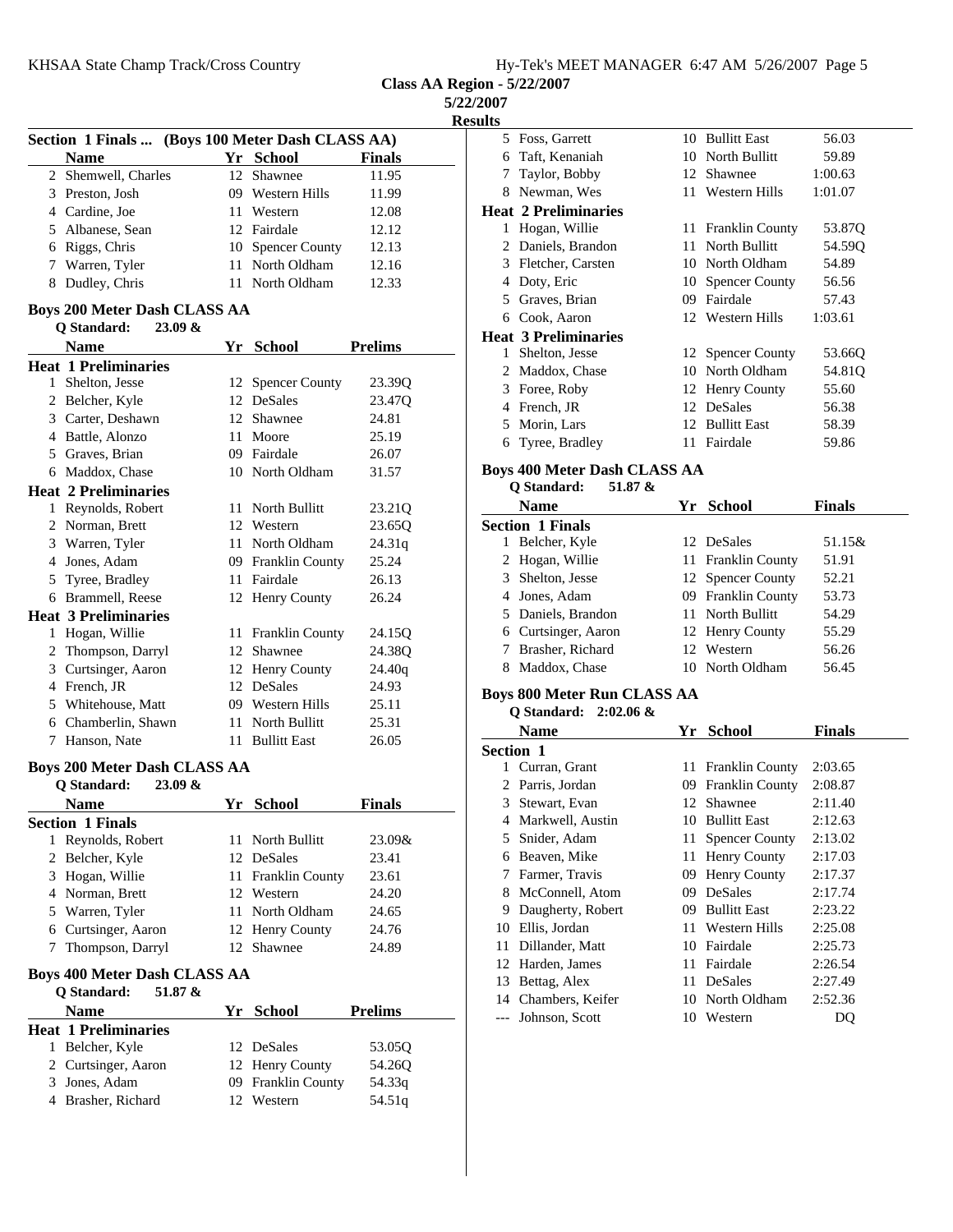**Class AA Region - 5/22/2007**

**5/22/2007**

**Results**

### Section 1 Finals ... (Boys 100 Meter Dash CLASS AA)

| | Name | Yr | School | Finals |
|---|---|---|---|---|
| 2 | Shemwell, Charles | 12 | Shawnee | 11.95 |
| 3 | Preston, Josh | 09 | Western Hills | 11.99 |
| 4 | Cardine, Joe | 11 | Western | 12.08 |
| 5 | Albanese, Sean | 12 | Fairdale | 12.12 |
| 6 | Riggs, Chris | 10 | Spencer County | 12.13 |
| 7 | Warren, Tyler | 11 | North Oldham | 12.16 |
| 8 | Dudley, Chris | 11 | North Oldham | 12.33 |

### Boys 200 Meter Dash CLASS AA

Q Standard: 23.09 &

| | Name | Yr | School | Prelims |
|---|---|---|---|---|
| **Heat 1 Preliminaries** | | | | |
| 1 | Shelton, Jesse | 12 | Spencer County | 23.39Q |
| 2 | Belcher, Kyle | 12 | DeSales | 23.47Q |
| 3 | Carter, Deshawn | 12 | Shawnee | 24.81 |
| 4 | Battle, Alonzo | 11 | Moore | 25.19 |
| 5 | Graves, Brian | 09 | Fairdale | 26.07 |
| 6 | Maddox, Chase | 10 | North Oldham | 31.57 |
| **Heat 2 Preliminaries** | | | | |
| 1 | Reynolds, Robert | 11 | North Bullitt | 23.21Q |
| 2 | Norman, Brett | 12 | Western | 23.65Q |
| 3 | Warren, Tyler | 11 | North Oldham | 24.31q |
| 4 | Jones, Adam | 09 | Franklin County | 25.24 |
| 5 | Tyree, Bradley | 11 | Fairdale | 26.13 |
| 6 | Brammell, Reese | 12 | Henry County | 26.24 |
| **Heat 3 Preliminaries** | | | | |
| 1 | Hogan, Willie | 11 | Franklin County | 24.15Q |
| 2 | Thompson, Darryl | 12 | Shawnee | 24.38Q |
| 3 | Curtsinger, Aaron | 12 | Henry County | 24.40q |
| 4 | French, JR | 12 | DeSales | 24.93 |
| 5 | Whitehouse, Matt | 09 | Western Hills | 25.11 |
| 6 | Chamberlin, Shawn | 11 | North Bullitt | 25.31 |
| 7 | Hanson, Nate | 11 | Bullitt East | 26.05 |

### Boys 200 Meter Dash CLASS AA

Q Standard: 23.09 &

| | Name | Yr | School | Finals |
|---|---|---|---|---|
| **Section 1 Finals** | | | | |
| 1 | Reynolds, Robert | 11 | North Bullitt | 23.09& |
| 2 | Belcher, Kyle | 12 | DeSales | 23.41 |
| 3 | Hogan, Willie | 11 | Franklin County | 23.61 |
| 4 | Norman, Brett | 12 | Western | 24.20 |
| 5 | Warren, Tyler | 11 | North Oldham | 24.65 |
| 6 | Curtsinger, Aaron | 12 | Henry County | 24.76 |
| 7 | Thompson, Darryl | 12 | Shawnee | 24.89 |

### Boys 400 Meter Dash CLASS AA

Q Standard: 51.87 &

| | Name | Yr | School | Prelims |
|---|---|---|---|---|
| **Heat 1 Preliminaries** | | | | |
| 1 | Belcher, Kyle | 12 | DeSales | 53.05Q |
| 2 | Curtsinger, Aaron | 12 | Henry County | 54.26Q |
| 3 | Jones, Adam | 09 | Franklin County | 54.33q |
| 4 | Brasher, Richard | 12 | Western | 54.51q |
| 5 | Foss, Garrett | 10 | Bullitt East | 56.03 |
| 6 | Taft, Kenaniah | 10 | North Bullitt | 59.89 |
| 7 | Taylor, Bobby | 12 | Shawnee | 1:00.63 |
| 8 | Newman, Wes | 11 | Western Hills | 1:01.07 |
| **Heat 2 Preliminaries** | | | | |
| 1 | Hogan, Willie | 11 | Franklin County | 53.87Q |
| 2 | Daniels, Brandon | 11 | North Bullitt | 54.59Q |
| 3 | Fletcher, Carsten | 10 | North Oldham | 54.89 |
| 4 | Doty, Eric | 10 | Spencer County | 56.56 |
| 5 | Graves, Brian | 09 | Fairdale | 57.43 |
| 6 | Cook, Aaron | 12 | Western Hills | 1:03.61 |
| **Heat 3 Preliminaries** | | | | |
| 1 | Shelton, Jesse | 12 | Spencer County | 53.66Q |
| 2 | Maddox, Chase | 10 | North Oldham | 54.81Q |
| 3 | Foree, Roby | 12 | Henry County | 55.60 |
| 4 | French, JR | 12 | DeSales | 56.38 |
| 5 | Morin, Lars | 12 | Bullitt East | 58.39 |
| 6 | Tyree, Bradley | 11 | Fairdale | 59.86 |

### Boys 400 Meter Dash CLASS AA

Q Standard: 51.87 &

| | Name | Yr | School | Finals |
|---|---|---|---|---|
| **Section 1 Finals** | | | | |
| 1 | Belcher, Kyle | 12 | DeSales | 51.15& |
| 2 | Hogan, Willie | 11 | Franklin County | 51.91 |
| 3 | Shelton, Jesse | 12 | Spencer County | 52.21 |
| 4 | Jones, Adam | 09 | Franklin County | 53.73 |
| 5 | Daniels, Brandon | 11 | North Bullitt | 54.29 |
| 6 | Curtsinger, Aaron | 12 | Henry County | 55.29 |
| 7 | Brasher, Richard | 12 | Western | 56.26 |
| 8 | Maddox, Chase | 10 | North Oldham | 56.45 |

### Boys 800 Meter Run CLASS AA

Q Standard: 2:02.06 &

| | Name | Yr | School | Finals |
|---|---|---|---|---|
| **Section 1** | | | | |
| 1 | Curran, Grant | 11 | Franklin County | 2:03.65 |
| 2 | Parris, Jordan | 09 | Franklin County | 2:08.87 |
| 3 | Stewart, Evan | 12 | Shawnee | 2:11.40 |
| 4 | Markwell, Austin | 10 | Bullitt East | 2:12.63 |
| 5 | Snider, Adam | 11 | Spencer County | 2:13.02 |
| 6 | Beaven, Mike | 11 | Henry County | 2:17.03 |
| 7 | Farmer, Travis | 09 | Henry County | 2:17.37 |
| 8 | McConnell, Atom | 09 | DeSales | 2:17.74 |
| 9 | Daugherty, Robert | 09 | Bullitt East | 2:23.22 |
| 10 | Ellis, Jordan | 11 | Western Hills | 2:25.08 |
| 11 | Dillander, Matt | 10 | Fairdale | 2:25.73 |
| 12 | Harden, James | 11 | Fairdale | 2:26.54 |
| 13 | Bettag, Alex | 11 | DeSales | 2:27.49 |
| 14 | Chambers, Keifer | 10 | North Oldham | 2:52.36 |
| --- | Johnson, Scott | 10 | Western | DQ |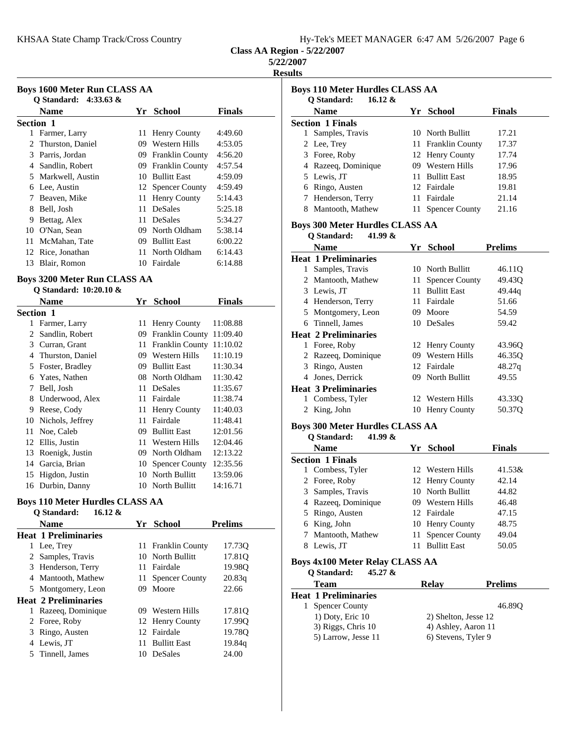**Class AA Region - 5/22/2007**

**5/22/2007**

**Results**

### Boys 1600 Meter Run CLASS AA

Q Standard: 4:33.63 &

| | Name | Yr | School | Finals |
|---|---|---|---|---|
| **Section 1** | | | | |
| 1 | Farmer, Larry | 11 | Henry County | 4:49.60 |
| 2 | Thurston, Daniel | 09 | Western Hills | 4:53.05 |
| 3 | Parris, Jordan | 09 | Franklin County | 4:56.20 |
| 4 | Sandlin, Robert | 09 | Franklin County | 4:57.54 |
| 5 | Markwell, Austin | 10 | Bullitt East | 4:59.09 |
| 6 | Lee, Austin | 12 | Spencer County | 4:59.49 |
| 7 | Beaven, Mike | 11 | Henry County | 5:14.43 |
| 8 | Bell, Josh | 11 | DeSales | 5:25.18 |
| 9 | Bettag, Alex | 11 | DeSales | 5:34.27 |
| 10 | O'Nan, Sean | 09 | North Oldham | 5:38.14 |
| 11 | McMahan, Tate | 09 | Bullitt East | 6:00.22 |
| 12 | Rice, Jonathan | 11 | North Oldham | 6:14.43 |
| 13 | Blair, Romon | 10 | Fairdale | 6:14.88 |

### Boys 3200 Meter Run CLASS AA

Q Standard: 10:20.10 &

| | Name | Yr | School | Finals |
|---|---|---|---|---|
| **Section 1** | | | | |
| 1 | Farmer, Larry | 11 | Henry County | 11:08.88 |
| 2 | Sandlin, Robert | 09 | Franklin County | 11:09.40 |
| 3 | Curran, Grant | 11 | Franklin County | 11:10.02 |
| 4 | Thurston, Daniel | 09 | Western Hills | 11:10.19 |
| 5 | Foster, Bradley | 09 | Bullitt East | 11:30.34 |
| 6 | Yates, Nathen | 08 | North Oldham | 11:30.42 |
| 7 | Bell, Josh | 11 | DeSales | 11:35.67 |
| 8 | Underwood, Alex | 11 | Fairdale | 11:38.74 |
| 9 | Reese, Cody | 11 | Henry County | 11:40.03 |
| 10 | Nichols, Jeffrey | 11 | Fairdale | 11:48.41 |
| 11 | Noe, Caleb | 09 | Bullitt East | 12:01.56 |
| 12 | Ellis, Justin | 11 | Western Hills | 12:04.46 |
| 13 | Roenigk, Justin | 09 | North Oldham | 12:13.22 |
| 14 | Garcia, Brian | 10 | Spencer County | 12:35.56 |
| 15 | Higdon, Justin | 10 | North Bullitt | 13:59.06 |
| 16 | Durbin, Danny | 10 | North Bullitt | 14:16.71 |

### Boys 110 Meter Hurdles CLASS AA

Q Standard: 16.12 &

| | Name | Yr | School | Prelims |
|---|---|---|---|---|
| **Heat 1 Preliminaries** | | | | |
| 1 | Lee, Trey | 11 | Franklin County | 17.73Q |
| 2 | Samples, Travis | 10 | North Bullitt | 17.81Q |
| 3 | Henderson, Terry | 11 | Fairdale | 19.98Q |
| 4 | Mantooth, Mathew | 11 | Spencer County | 20.83q |
| 5 | Montgomery, Leon | 09 | Moore | 22.66 |
| **Heat 2 Preliminaries** | | | | |
| 1 | Razeeq, Dominique | 09 | Western Hills | 17.81Q |
| 2 | Foree, Roby | 12 | Henry County | 17.99Q |
| 3 | Ringo, Austen | 12 | Fairdale | 19.78Q |
| 4 | Lewis, JT | 11 | Bullitt East | 19.84q |
| 5 | Tinnell, James | 10 | DeSales | 24.00 |

### Boys 110 Meter Hurdles CLASS AA

Q Standard: 16.12 &

| | Name | Yr | School | Finals |
|---|---|---|---|---|
| **Section 1 Finals** | | | | |
| 1 | Samples, Travis | 10 | North Bullitt | 17.21 |
| 2 | Lee, Trey | 11 | Franklin County | 17.37 |
| 3 | Foree, Roby | 12 | Henry County | 17.74 |
| 4 | Razeeq, Dominique | 09 | Western Hills | 17.96 |
| 5 | Lewis, JT | 11 | Bullitt East | 18.95 |
| 6 | Ringo, Austen | 12 | Fairdale | 19.81 |
| 7 | Henderson, Terry | 11 | Fairdale | 21.14 |
| 8 | Mantooth, Mathew | 11 | Spencer County | 21.16 |

### Boys 300 Meter Hurdles CLASS AA

Q Standard: 41.99 &

| | Name | Yr | School | Prelims |
|---|---|---|---|---|
| **Heat 1 Preliminaries** | | | | |
| 1 | Samples, Travis | 10 | North Bullitt | 46.11Q |
| 2 | Mantooth, Mathew | 11 | Spencer County | 49.43Q |
| 3 | Lewis, JT | 11 | Bullitt East | 49.44q |
| 4 | Henderson, Terry | 11 | Fairdale | 51.66 |
| 5 | Montgomery, Leon | 09 | Moore | 54.59 |
| 6 | Tinnell, James | 10 | DeSales | 59.42 |
| **Heat 2 Preliminaries** | | | | |
| 1 | Foree, Roby | 12 | Henry County | 43.96Q |
| 2 | Razeeq, Dominique | 09 | Western Hills | 46.35Q |
| 3 | Ringo, Austen | 12 | Fairdale | 48.27q |
| 4 | Jones, Derrick | 09 | North Bullitt | 49.55 |
| **Heat 3 Preliminaries** | | | | |
| 1 | Combess, Tyler | 12 | Western Hills | 43.33Q |
| 2 | King, John | 10 | Henry County | 50.37Q |

### Boys 300 Meter Hurdles CLASS AA

Q Standard: 41.99 &

| | Name | Yr | School | Finals |
|---|---|---|---|---|
| **Section 1 Finals** | | | | |
| 1 | Combess, Tyler | 12 | Western Hills | 41.53& |
| 2 | Foree, Roby | 12 | Henry County | 42.14 |
| 3 | Samples, Travis | 10 | North Bullitt | 44.82 |
| 4 | Razeeq, Dominique | 09 | Western Hills | 46.48 |
| 5 | Ringo, Austen | 12 | Fairdale | 47.15 |
| 6 | King, John | 10 | Henry County | 48.75 |
| 7 | Mantooth, Mathew | 11 | Spencer County | 49.04 |
| 8 | Lewis, JT | 11 | Bullitt East | 50.05 |

### Boys 4x100 Meter Relay CLASS AA

Q Standard: 45.27 &

| | Team | Relay | Prelims |
|---|---|---|---|
| **Heat 1 Preliminaries** | | | |
| 1 | Spencer County | | 46.89Q |
| | 1) Doty, Eric 10 | 2) Shelton, Jesse 12 | |
| | 3) Riggs, Chris 10 | 4) Ashley, Aaron 11 | |
| | 5) Larrow, Jesse 11 | 6) Stevens, Tyler 9 | |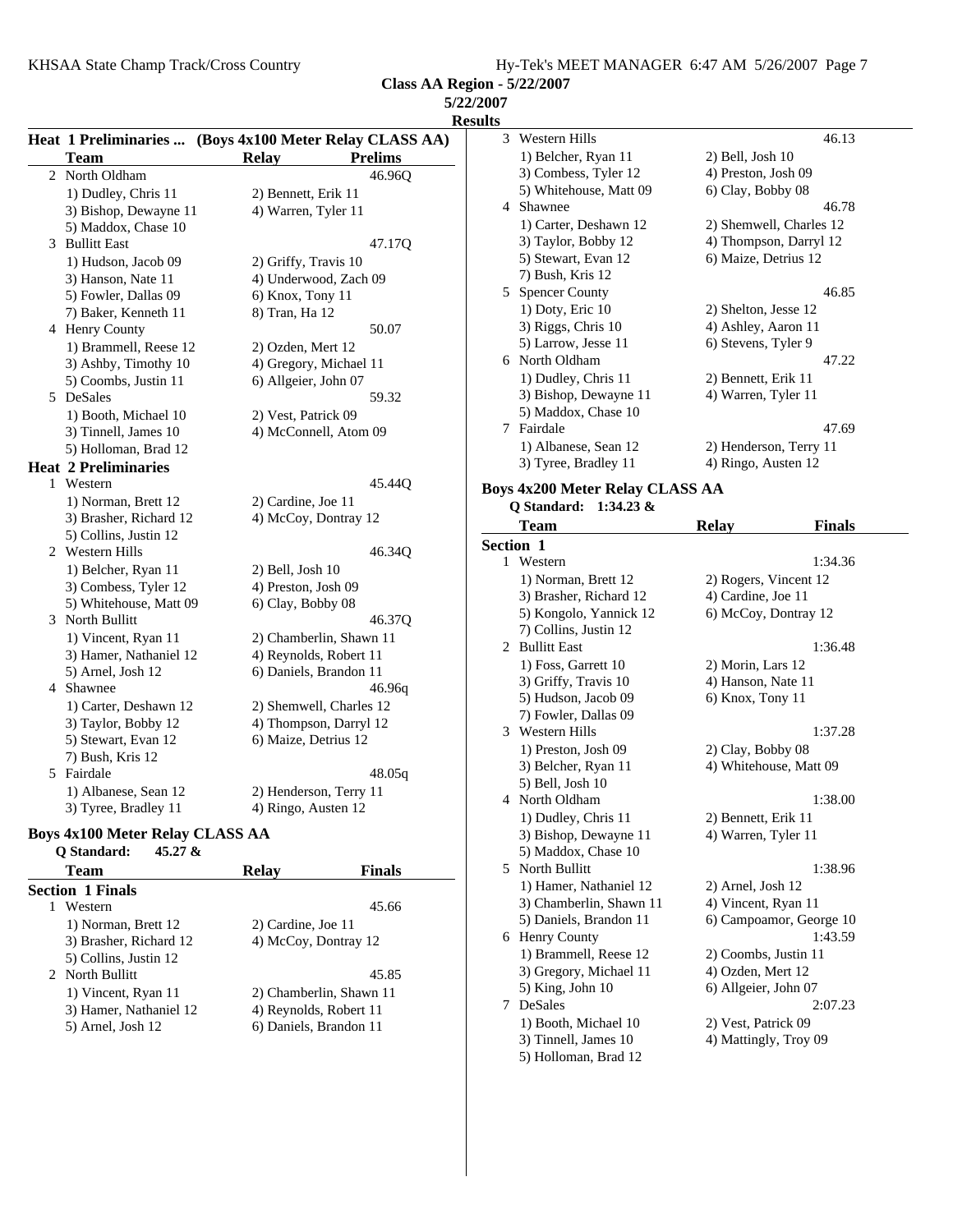**Class AA Region - 5/22/2007**

**5/22/2007**

**Results**

### Heat 1 Preliminaries ... (Boys 4x100 Meter Relay CLASS AA)

| | Team | Relay | Prelims |
|---|---|---|---|
| 2 | North Oldham | | 46.96Q |
| | 1) Dudley, Chris 11 | 2) Bennett, Erik 11 | |
| | 3) Bishop, Dewayne 11 | 4) Warren, Tyler 11 | |
| | 5) Maddox, Chase 10 | | |
| 3 | Bullitt East | | 47.17Q |
| | 1) Hudson, Jacob 09 | 2) Griffy, Travis 10 | |
| | 3) Hanson, Nate 11 | 4) Underwood, Zach 09 | |
| | 5) Fowler, Dallas 09 | 6) Knox, Tony 11 | |
| | 7) Baker, Kenneth 11 | 8) Tran, Ha 12 | |
| 4 | Henry County | | 50.07 |
| | 1) Brammell, Reese 12 | 2) Ozden, Mert 12 | |
| | 3) Ashby, Timothy 10 | 4) Gregory, Michael 11 | |
| | 5) Coombs, Justin 11 | 6) Allgeier, John 07 | |
| 5 | DeSales | | 59.32 |
| | 1) Booth, Michael 10 | 2) Vest, Patrick 09 | |
| | 3) Tinnell, James 10 | 4) McConnell, Atom 09 | |
| | 5) Holloman, Brad 12 | | |

### Heat 2 Preliminaries

| | Team | Relay | Prelims |
|---|---|---|---|
| 1 | Western | | 45.44Q |
| | 1) Norman, Brett 12 | 2) Cardine, Joe 11 | |
| | 3) Brasher, Richard 12 | 4) McCoy, Dontray 12 | |
| | 5) Collins, Justin 12 | | |
| 2 | Western Hills | | 46.34Q |
| | 1) Belcher, Ryan 11 | 2) Bell, Josh 10 | |
| | 3) Combess, Tyler 12 | 4) Preston, Josh 09 | |
| | 5) Whitehouse, Matt 09 | 6) Clay, Bobby 08 | |
| 3 | North Bullitt | | 46.37Q |
| | 1) Vincent, Ryan 11 | 2) Chamberlin, Shawn 11 | |
| | 3) Hamer, Nathaniel 12 | 4) Reynolds, Robert 11 | |
| | 5) Arnel, Josh 12 | 6) Daniels, Brandon 11 | |
| 4 | Shawnee | | 46.96q |
| | 1) Carter, Deshawn 12 | 2) Shemwell, Charles 12 | |
| | 3) Taylor, Bobby 12 | 4) Thompson, Darryl 12 | |
| | 5) Stewart, Evan 12 | 6) Maize, Detrius 12 | |
| | 7) Bush, Kris 12 | | |
| 5 | Fairdale | | 48.05q |
| | 1) Albanese, Sean 12 | 2) Henderson, Terry 11 | |
| | 3) Tyree, Bradley 11 | 4) Ringo, Austen 12 | |

### Boys 4x100 Meter Relay CLASS AA

**Q Standard: 45.27 &**

**Section 1 Finals**

| | Team | Relay | Finals |
|---|---|---|---|
| 1 | Western | | 45.66 |
| | 1) Norman, Brett 12 | 2) Cardine, Joe 11 | |
| | 3) Brasher, Richard 12 | 4) McCoy, Dontray 12 | |
| | 5) Collins, Justin 12 | | |
| 2 | North Bullitt | | 45.85 |
| | 1) Vincent, Ryan 11 | 2) Chamberlin, Shawn 11 | |
| | 3) Hamer, Nathaniel 12 | 4) Reynolds, Robert 11 | |
| | 5) Arnel, Josh 12 | 6) Daniels, Brandon 11 | |
| 3 | Western Hills | | 46.13 |
| | 1) Belcher, Ryan 11 | 2) Bell, Josh 10 | |
| | 3) Combess, Tyler 12 | 4) Preston, Josh 09 | |
| | 5) Whitehouse, Matt 09 | 6) Clay, Bobby 08 | |
| 4 | Shawnee | | 46.78 |
| | 1) Carter, Deshawn 12 | 2) Shemwell, Charles 12 | |
| | 3) Taylor, Bobby 12 | 4) Thompson, Darryl 12 | |
| | 5) Stewart, Evan 12 | 6) Maize, Detrius 12 | |
| | 7) Bush, Kris 12 | | |
| 5 | Spencer County | | 46.85 |
| | 1) Doty, Eric 10 | 2) Shelton, Jesse 12 | |
| | 3) Riggs, Chris 10 | 4) Ashley, Aaron 11 | |
| | 5) Larrow, Jesse 11 | 6) Stevens, Tyler 9 | |
| 6 | North Oldham | | 47.22 |
| | 1) Dudley, Chris 11 | 2) Bennett, Erik 11 | |
| | 3) Bishop, Dewayne 11 | 4) Warren, Tyler 11 | |
| | 5) Maddox, Chase 10 | | |
| 7 | Fairdale | | 47.69 |
| | 1) Albanese, Sean 12 | 2) Henderson, Terry 11 | |
| | 3) Tyree, Bradley 11 | 4) Ringo, Austen 12 | |

### Boys 4x200 Meter Relay CLASS AA

**Q Standard: 1:34.23 &**

**Section 1**

| | Team | Relay | Finals |
|---|---|---|---|
| 1 | Western | | 1:34.36 |
| | 1) Norman, Brett 12 | 2) Rogers, Vincent 12 | |
| | 3) Brasher, Richard 12 | 4) Cardine, Joe 11 | |
| | 5) Kongolo, Yannick 12 | 6) McCoy, Dontray 12 | |
| | 7) Collins, Justin 12 | | |
| 2 | Bullitt East | | 1:36.48 |
| | 1) Foss, Garrett 10 | 2) Morin, Lars 12 | |
| | 3) Griffy, Travis 10 | 4) Hanson, Nate 11 | |
| | 5) Hudson, Jacob 09 | 6) Knox, Tony 11 | |
| | 7) Fowler, Dallas 09 | | |
| 3 | Western Hills | | 1:37.28 |
| | 1) Preston, Josh 09 | 2) Clay, Bobby 08 | |
| | 3) Belcher, Ryan 11 | 4) Whitehouse, Matt 09 | |
| | 5) Bell, Josh 10 | | |
| 4 | North Oldham | | 1:38.00 |
| | 1) Dudley, Chris 11 | 2) Bennett, Erik 11 | |
| | 3) Bishop, Dewayne 11 | 4) Warren, Tyler 11 | |
| | 5) Maddox, Chase 10 | | |
| 5 | North Bullitt | | 1:38.96 |
| | 1) Hamer, Nathaniel 12 | 2) Arnel, Josh 12 | |
| | 3) Chamberlin, Shawn 11 | 4) Vincent, Ryan 11 | |
| | 5) Daniels, Brandon 11 | 6) Campoamor, George 10 | |
| 6 | Henry County | | 1:43.59 |
| | 1) Brammell, Reese 12 | 2) Coombs, Justin 11 | |
| | 3) Gregory, Michael 11 | 4) Ozden, Mert 12 | |
| | 5) King, John 10 | 6) Allgeier, John 07 | |
| 7 | DeSales | | 2:07.23 |
| | 1) Booth, Michael 10 | 2) Vest, Patrick 09 | |
| | 3) Tinnell, James 10 | 4) Mattingly, Troy 09 | |
| | 5) Holloman, Brad 12 | | |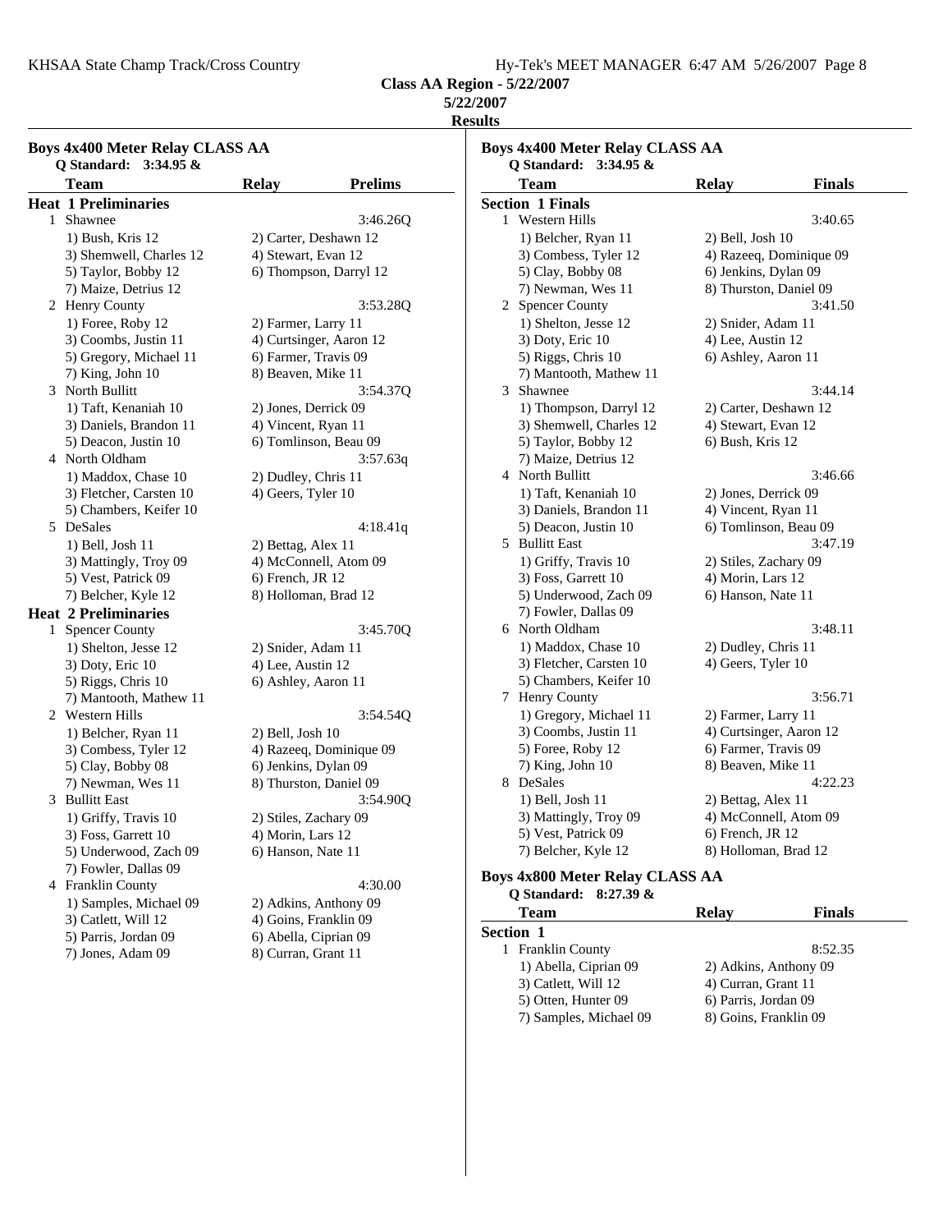**Class AA Region - 5/22/2007**

**5/22/2007**

**Results**

**Boys 4x400 Meter Relay CLASS AA**

Q Standard: 3:34.95 &

| Team | Relay | Prelims |
|---|---|---|
| **Heat 1 Preliminaries** | | |
| 1 Shawnee | | 3:46.26Q |
| 1) Bush, Kris 12 | 2) Carter, Deshawn 12 | |
| 3) Shemwell, Charles 12 | 4) Stewart, Evan 12 | |
| 5) Taylor, Bobby 12 | 6) Thompson, Darryl 12 | |
| 7) Maize, Detrius 12 | | |
| 2 Henry County | | 3:53.28Q |
| 1) Foree, Roby 12 | 2) Farmer, Larry 11 | |
| 3) Coombs, Justin 11 | 4) Curtsinger, Aaron 12 | |
| 5) Gregory, Michael 11 | 6) Farmer, Travis 09 | |
| 7) King, John 10 | 8) Beaven, Mike 11 | |
| 3 North Bullitt | | 3:54.37Q |
| 1) Taft, Kenaniah 10 | 2) Jones, Derrick 09 | |
| 3) Daniels, Brandon 11 | 4) Vincent, Ryan 11 | |
| 5) Deacon, Justin 10 | 6) Tomlinson, Beau 09 | |
| 4 North Oldham | | 3:57.63q |
| 1) Maddox, Chase 10 | 2) Dudley, Chris 11 | |
| 3) Fletcher, Carsten 10 | 4) Geers, Tyler 10 | |
| 5) Chambers, Keifer 10 | | |
| 5 DeSales | | 4:18.41q |
| 1) Bell, Josh 11 | 2) Bettag, Alex 11 | |
| 3) Mattingly, Troy 09 | 4) McConnell, Atom 09 | |
| 5) Vest, Patrick 09 | 6) French, JR 12 | |
| 7) Belcher, Kyle 12 | 8) Holloman, Brad 12 | |
| **Heat 2 Preliminaries** | | |
| 1 Spencer County | | 3:45.70Q |
| 1) Shelton, Jesse 12 | 2) Snider, Adam 11 | |
| 3) Doty, Eric 10 | 4) Lee, Austin 12 | |
| 5) Riggs, Chris 10 | 6) Ashley, Aaron 11 | |
| 7) Mantooth, Mathew 11 | | |
| 2 Western Hills | | 3:54.54Q |
| 1) Belcher, Ryan 11 | 2) Bell, Josh 10 | |
| 3) Combess, Tyler 12 | 4) Razeeq, Dominique 09 | |
| 5) Clay, Bobby 08 | 6) Jenkins, Dylan 09 | |
| 7) Newman, Wes 11 | 8) Thurston, Daniel 09 | |
| 3 Bullitt East | | 3:54.90Q |
| 1) Griffy, Travis 10 | 2) Stiles, Zachary 09 | |
| 3) Foss, Garrett 10 | 4) Morin, Lars 12 | |
| 5) Underwood, Zach 09 | 6) Hanson, Nate 11 | |
| 7) Fowler, Dallas 09 | | |
| 4 Franklin County | | 4:30.00 |
| 1) Samples, Michael 09 | 2) Adkins, Anthony 09 | |
| 3) Catlett, Will 12 | 4) Goins, Franklin 09 | |
| 5) Parris, Jordan 09 | 6) Abella, Ciprian 09 | |
| 7) Jones, Adam 09 | 8) Curran, Grant 11 | |

**Boys 4x400 Meter Relay CLASS AA**

Q Standard: 3:34.95 &

| Team | Relay | Finals |
|---|---|---|
| **Section 1 Finals** | | |
| 1 Western Hills | | 3:40.65 |
| 1) Belcher, Ryan 11 | 2) Bell, Josh 10 | |
| 3) Combess, Tyler 12 | 4) Razeeq, Dominique 09 | |
| 5) Clay, Bobby 08 | 6) Jenkins, Dylan 09 | |
| 7) Newman, Wes 11 | 8) Thurston, Daniel 09 | |
| 2 Spencer County | | 3:41.50 |
| 1) Shelton, Jesse 12 | 2) Snider, Adam 11 | |
| 3) Doty, Eric 10 | 4) Lee, Austin 12 | |
| 5) Riggs, Chris 10 | 6) Ashley, Aaron 11 | |
| 7) Mantooth, Mathew 11 | | |
| 3 Shawnee | | 3:44.14 |
| 1) Thompson, Darryl 12 | 2) Carter, Deshawn 12 | |
| 3) Shemwell, Charles 12 | 4) Stewart, Evan 12 | |
| 5) Taylor, Bobby 12 | 6) Bush, Kris 12 | |
| 7) Maize, Detrius 12 | | |
| 4 North Bullitt | | 3:46.66 |
| 1) Taft, Kenaniah 10 | 2) Jones, Derrick 09 | |
| 3) Daniels, Brandon 11 | 4) Vincent, Ryan 11 | |
| 5) Deacon, Justin 10 | 6) Tomlinson, Beau 09 | |
| 5 Bullitt East | | 3:47.19 |
| 1) Griffy, Travis 10 | 2) Stiles, Zachary 09 | |
| 3) Foss, Garrett 10 | 4) Morin, Lars 12 | |
| 5) Underwood, Zach 09 | 6) Hanson, Nate 11 | |
| 7) Fowler, Dallas 09 | | |
| 6 North Oldham | | 3:48.11 |
| 1) Maddox, Chase 10 | 2) Dudley, Chris 11 | |
| 3) Fletcher, Carsten 10 | 4) Geers, Tyler 10 | |
| 5) Chambers, Keifer 10 | | |
| 7 Henry County | | 3:56.71 |
| 1) Gregory, Michael 11 | 2) Farmer, Larry 11 | |
| 3) Coombs, Justin 11 | 4) Curtsinger, Aaron 12 | |
| 5) Foree, Roby 12 | 6) Farmer, Travis 09 | |
| 7) King, John 10 | 8) Beaven, Mike 11 | |
| 8 DeSales | | 4:22.23 |
| 1) Bell, Josh 11 | 2) Bettag, Alex 11 | |
| 3) Mattingly, Troy 09 | 4) McConnell, Atom 09 | |
| 5) Vest, Patrick 09 | 6) French, JR 12 | |
| 7) Belcher, Kyle 12 | 8) Holloman, Brad 12 | |

**Boys 4x800 Meter Relay CLASS AA**

Q Standard: 8:27.39 &

| Team | Relay | Finals |
|---|---|---|
| **Section 1** | | |
| 1 Franklin County | | 8:52.35 |
| 1) Abella, Ciprian 09 | 2) Adkins, Anthony 09 | |
| 3) Catlett, Will 12 | 4) Curran, Grant 11 | |
| 5) Otten, Hunter 09 | 6) Parris, Jordan 09 | |
| 7) Samples, Michael 09 | 8) Goins, Franklin 09 | |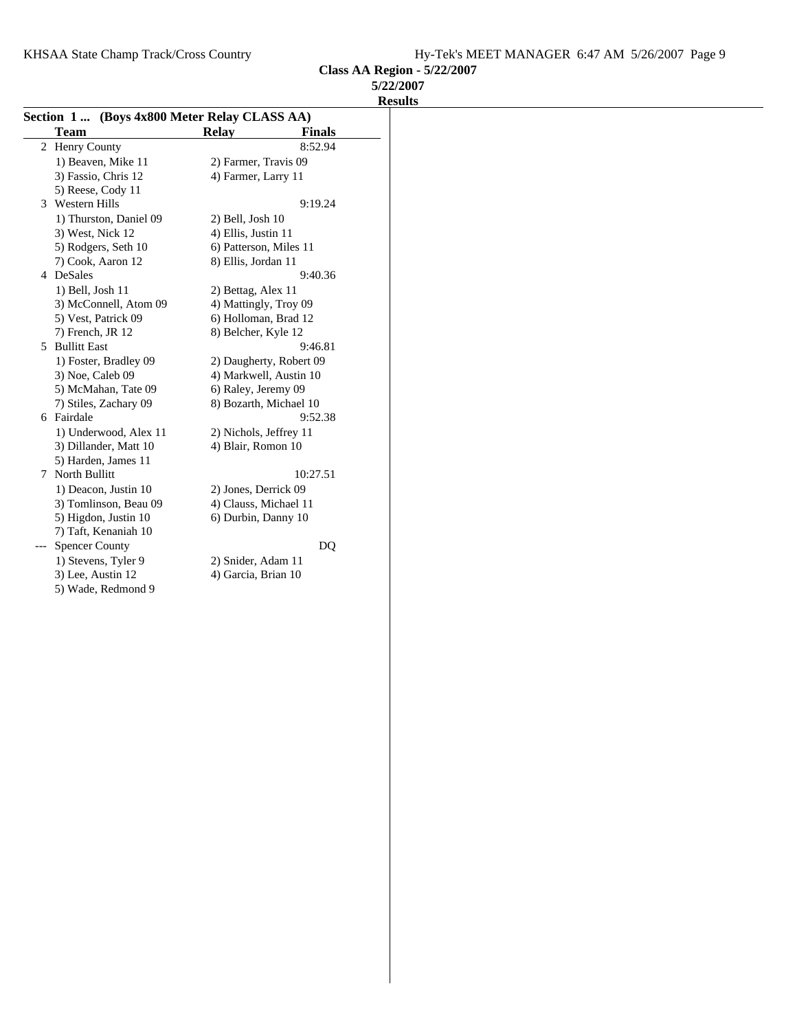**Class AA Region - 5/22/2007**

**5/22/2007**

**Results**

**Section 1 ... (Boys 4x800 Meter Relay CLASS AA)**

| | Team | Relay | Finals |
|---|---|---|---|
| 2 | Henry County | | 8:52.94 |
| | 1) Beaven, Mike 11 | 2) Farmer, Travis 09 | |
| | 3) Fassio, Chris 12 | 4) Farmer, Larry 11 | |
| | 5) Reese, Cody 11 | | |
| 3 | Western Hills | | 9:19.24 |
| | 1) Thurston, Daniel 09 | 2) Bell, Josh 10 | |
| | 3) West, Nick 12 | 4) Ellis, Justin 11 | |
| | 5) Rodgers, Seth 10 | 6) Patterson, Miles 11 | |
| | 7) Cook, Aaron 12 | 8) Ellis, Jordan 11 | |
| 4 | DeSales | | 9:40.36 |
| | 1) Bell, Josh 11 | 2) Bettag, Alex 11 | |
| | 3) McConnell, Atom 09 | 4) Mattingly, Troy 09 | |
| | 5) Vest, Patrick 09 | 6) Holloman, Brad 12 | |
| | 7) French, JR 12 | 8) Belcher, Kyle 12 | |
| 5 | Bullitt East | | 9:46.81 |
| | 1) Foster, Bradley 09 | 2) Daugherty, Robert 09 | |
| | 3) Noe, Caleb 09 | 4) Markwell, Austin 10 | |
| | 5) McMahan, Tate 09 | 6) Raley, Jeremy 09 | |
| | 7) Stiles, Zachary 09 | 8) Bozarth, Michael 10 | |
| 6 | Fairdale | | 9:52.38 |
| | 1) Underwood, Alex 11 | 2) Nichols, Jeffrey 11 | |
| | 3) Dillander, Matt 10 | 4) Blair, Romon 10 | |
| | 5) Harden, James 11 | | |
| 7 | North Bullitt | | 10:27.51 |
| | 1) Deacon, Justin 10 | 2) Jones, Derrick 09 | |
| | 3) Tomlinson, Beau 09 | 4) Clauss, Michael 11 | |
| | 5) Higdon, Justin 10 | 6) Durbin, Danny 10 | |
| | 7) Taft, Kenaniah 10 | | |
| --- | Spencer County | | DQ |
| | 1) Stevens, Tyler 9 | 2) Snider, Adam 11 | |
| | 3) Lee, Austin 12 | 4) Garcia, Brian 10 | |
| | 5) Wade, Redmond 9 | | |